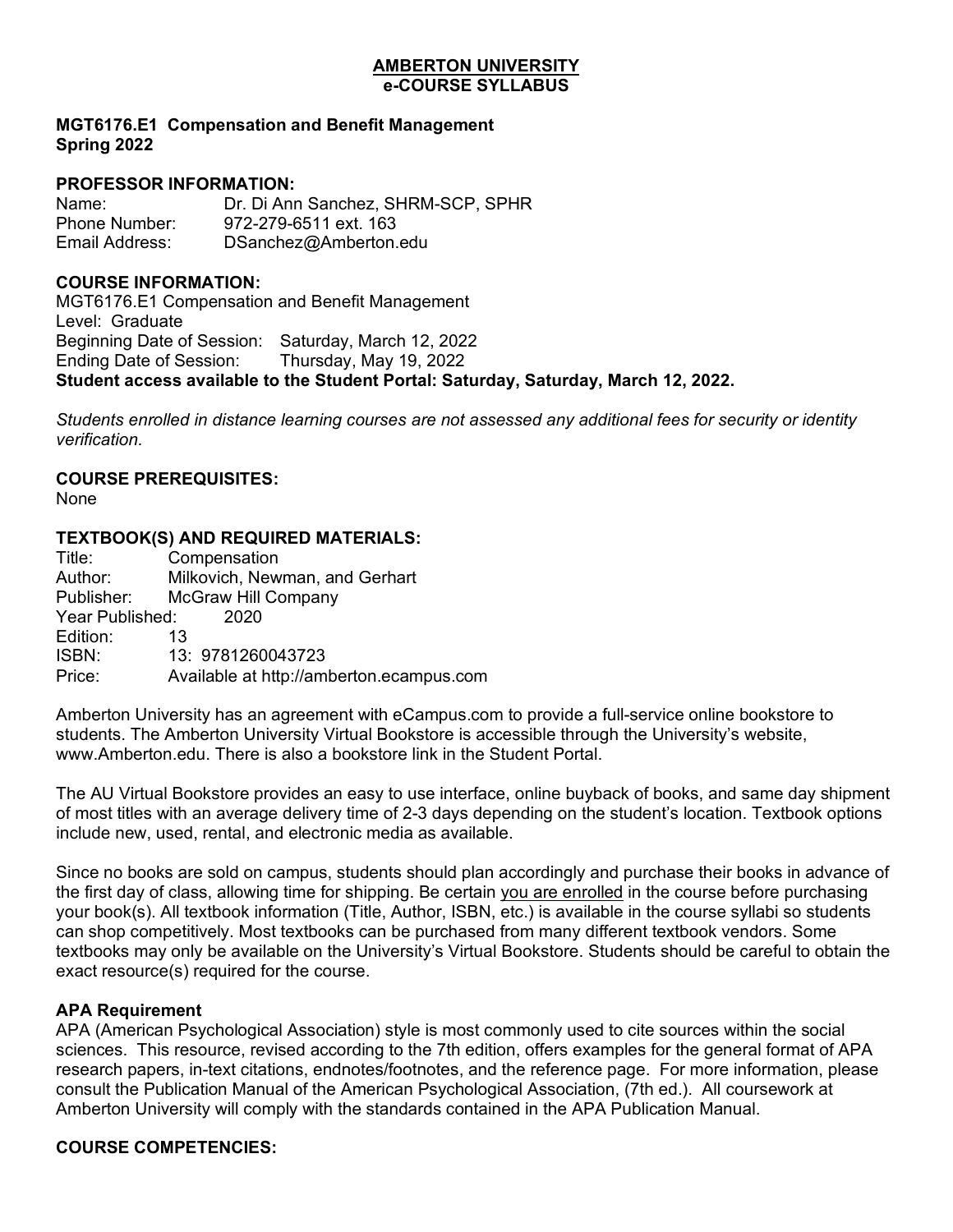**AMBERTON UNIVERSITY**
**e-COURSE SYLLABUS**

**MGT6176.E1 Compensation and Benefit Management**
**Spring 2022**

**PROFESSOR INFORMATION:**
Name: Dr. Di Ann Sanchez, SHRM-SCP, SPHR
Phone Number: 972-279-6511 ext. 163
Email Address: DSanchez@Amberton.edu

**COURSE INFORMATION:**
MGT6176.E1 Compensation and Benefit Management
Level: Graduate
Beginning Date of Session: Saturday, March 12, 2022
Ending Date of Session: Thursday, May 19, 2022
**Student access available to the Student Portal: Saturday, Saturday, March 12, 2022.**

*Students enrolled in distance learning courses are not assessed any additional fees for security or identity verification.*

**COURSE PREREQUISITES:**
None

**TEXTBOOK(S) AND REQUIRED MATERIALS:**
Title: Compensation
Author: Milkovich, Newman, and Gerhart
Publisher: McGraw Hill Company
Year Published: 2020
Edition: 13
ISBN: 13: 9781260043723
Price: Available at http://amberton.ecampus.com

Amberton University has an agreement with eCampus.com to provide a full-service online bookstore to students. The Amberton University Virtual Bookstore is accessible through the University's website, www.Amberton.edu. There is also a bookstore link in the Student Portal.

The AU Virtual Bookstore provides an easy to use interface, online buyback of books, and same day shipment of most titles with an average delivery time of 2-3 days depending on the student's location. Textbook options include new, used, rental, and electronic media as available.

Since no books are sold on campus, students should plan accordingly and purchase their books in advance of the first day of class, allowing time for shipping. Be certain you are enrolled in the course before purchasing your book(s). All textbook information (Title, Author, ISBN, etc.) is available in the course syllabi so students can shop competitively. Most textbooks can be purchased from many different textbook vendors. Some textbooks may only be available on the University's Virtual Bookstore. Students should be careful to obtain the exact resource(s) required for the course.

**APA Requirement**
APA (American Psychological Association) style is most commonly used to cite sources within the social sciences. This resource, revised according to the 7th edition, offers examples for the general format of APA research papers, in-text citations, endnotes/footnotes, and the reference page. For more information, please consult the Publication Manual of the American Psychological Association, (7th ed.). All coursework at Amberton University will comply with the standards contained in the APA Publication Manual.

**COURSE COMPETENCIES:**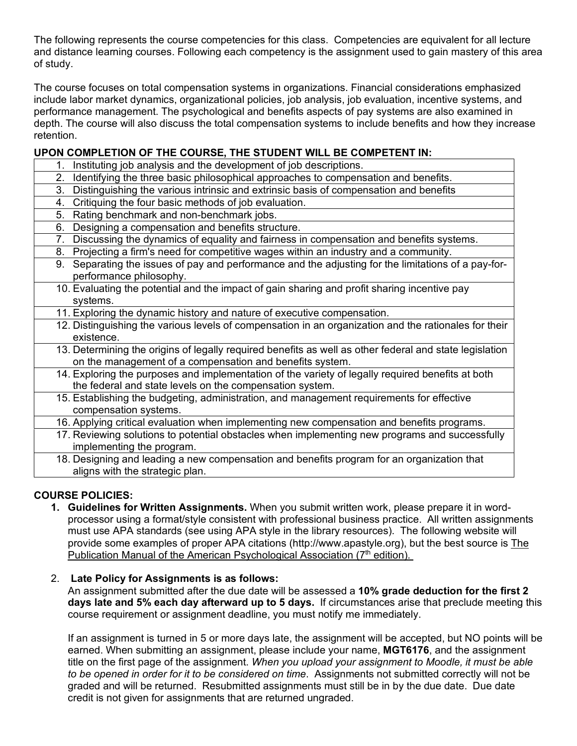The following represents the course competencies for this class. Competencies are equivalent for all lecture and distance learning courses. Following each competency is the assignment used to gain mastery of this area of study.

The course focuses on total compensation systems in organizations. Financial considerations emphasized include labor market dynamics, organizational policies, job analysis, job evaluation, incentive systems, and performance management. The psychological and benefits aspects of pay systems are also examined in depth. The course will also discuss the total compensation systems to include benefits and how they increase retention.

**UPON COMPLETION OF THE COURSE, THE STUDENT WILL BE COMPETENT IN:**

| |
|---|
| 1. Instituting job analysis and the development of job descriptions. |
| 2. Identifying the three basic philosophical approaches to compensation and benefits. |
| 3. Distinguishing the various intrinsic and extrinsic basis of compensation and benefits |
| 4. Critiquing the four basic methods of job evaluation. |
| 5. Rating benchmark and non-benchmark jobs. |
| 6. Designing a compensation and benefits structure. |
| 7. Discussing the dynamics of equality and fairness in compensation and benefits systems. |
| 8. Projecting a firm's need for competitive wages within an industry and a community. |
| 9. Separating the issues of pay and performance and the adjusting for the limitations of a pay-for-performance philosophy. |
| 10. Evaluating the potential and the impact of gain sharing and profit sharing incentive pay systems. |
| 11. Exploring the dynamic history and nature of executive compensation. |
| 12. Distinguishing the various levels of compensation in an organization and the rationales for their existence. |
| 13. Determining the origins of legally required benefits as well as other federal and state legislation on the management of a compensation and benefits system. |
| 14. Exploring the purposes and implementation of the variety of legally required benefits at both the federal and state levels on the compensation system. |
| 15. Establishing the budgeting, administration, and management requirements for effective compensation systems. |
| 16. Applying critical evaluation when implementing new compensation and benefits programs. |
| 17. Reviewing solutions to potential obstacles when implementing new programs and successfully implementing the program. |
| 18. Designing and leading a new compensation and benefits program for an organization that aligns with the strategic plan. |

**COURSE POLICIES:**

1. **Guidelines for Written Assignments.** When you submit written work, please prepare it in word-processor using a format/style consistent with professional business practice. All written assignments must use APA standards (see using APA style in the library resources). The following website will provide some examples of proper APA citations (http://www.apastyle.org), but the best source is The Publication Manual of the American Psychological Association (7th edition).

2. **Late Policy for Assignments is as follows:**
   An assignment submitted after the due date will be assessed a **10% grade deduction for the first 2 days late and 5% each day afterward up to 5 days.** If circumstances arise that preclude meeting this course requirement or assignment deadline, you must notify me immediately.

   If an assignment is turned in 5 or more days late, the assignment will be accepted, but NO points will be earned. When submitting an assignment, please include your name, **MGT6176**, and the assignment title on the first page of the assignment. *When you upload your assignment to Moodle, it must be able to be opened in order for it to be considered on time*. Assignments not submitted correctly will not be graded and will be returned. Resubmitted assignments must still be in by the due date. Due date credit is not given for assignments that are returned ungraded.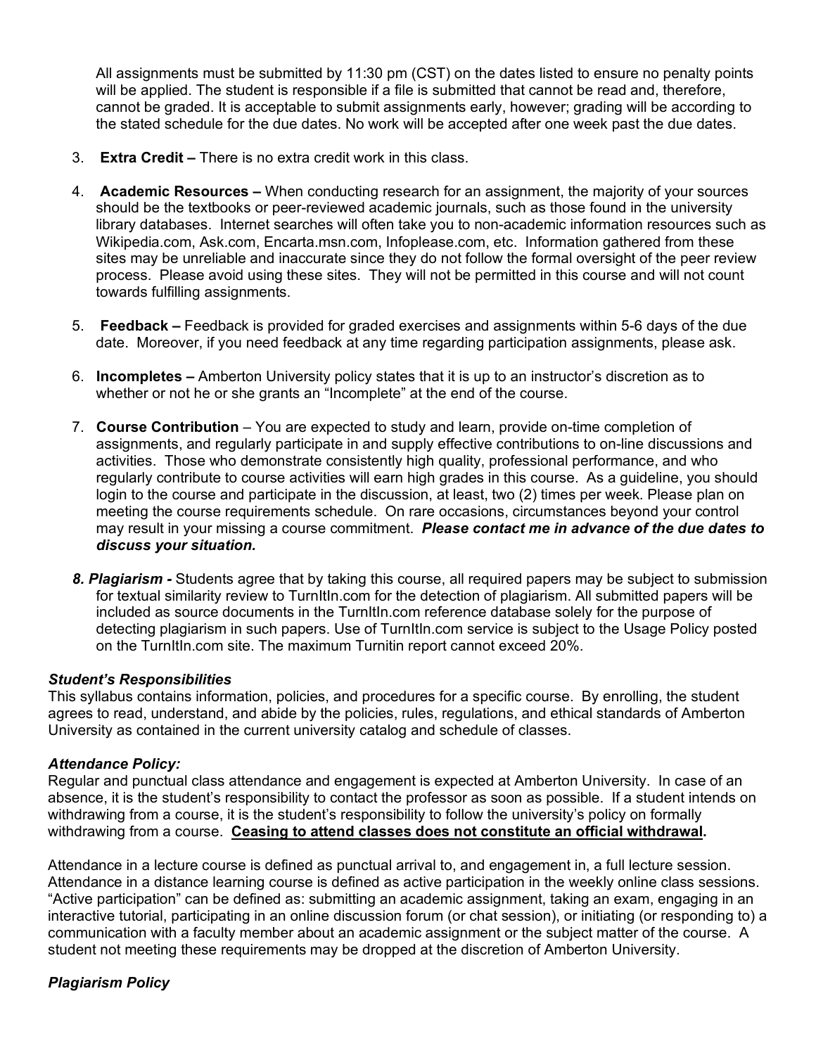All assignments must be submitted by 11:30 pm (CST) on the dates listed to ensure no penalty points will be applied. The student is responsible if a file is submitted that cannot be read and, therefore, cannot be graded. It is acceptable to submit assignments early, however; grading will be according to the stated schedule for the due dates. No work will be accepted after one week past the due dates.

3. **Extra Credit –** There is no extra credit work in this class.

4. **Academic Resources –** When conducting research for an assignment, the majority of your sources should be the textbooks or peer-reviewed academic journals, such as those found in the university library databases. Internet searches will often take you to non-academic information resources such as Wikipedia.com, Ask.com, Encarta.msn.com, Infoplease.com, etc. Information gathered from these sites may be unreliable and inaccurate since they do not follow the formal oversight of the peer review process. Please avoid using these sites. They will not be permitted in this course and will not count towards fulfilling assignments.

5. **Feedback –** Feedback is provided for graded exercises and assignments within 5-6 days of the due date. Moreover, if you need feedback at any time regarding participation assignments, please ask.

6. **Incompletes –** Amberton University policy states that it is up to an instructor's discretion as to whether or not he or she grants an "Incomplete" at the end of the course.

7. **Course Contribution** – You are expected to study and learn, provide on-time completion of assignments, and regularly participate in and supply effective contributions to on-line discussions and activities. Those who demonstrate consistently high quality, professional performance, and who regularly contribute to course activities will earn high grades in this course. As a guideline, you should login to the course and participate in the discussion, at least, two (2) times per week. Please plan on meeting the course requirements schedule. On rare occasions, circumstances beyond your control may result in your missing a course commitment. ***Please contact me in advance of the due dates to discuss your situation.***

8. ***Plagiarism -*** Students agree that by taking this course, all required papers may be subject to submission for textual similarity review to TurnItIn.com for the detection of plagiarism. All submitted papers will be included as source documents in the TurnItIn.com reference database solely for the purpose of detecting plagiarism in such papers. Use of TurnItIn.com service is subject to the Usage Policy posted on the TurnItIn.com site. The maximum Turnitin report cannot exceed 20%.

***Student's Responsibilities***

This syllabus contains information, policies, and procedures for a specific course. By enrolling, the student agrees to read, understand, and abide by the policies, rules, regulations, and ethical standards of Amberton University as contained in the current university catalog and schedule of classes.

***Attendance Policy:***

Regular and punctual class attendance and engagement is expected at Amberton University. In case of an absence, it is the student's responsibility to contact the professor as soon as possible. If a student intends on withdrawing from a course, it is the student's responsibility to follow the university's policy on formally withdrawing from a course. **Ceasing to attend classes does not constitute an official withdrawal.**

Attendance in a lecture course is defined as punctual arrival to, and engagement in, a full lecture session. Attendance in a distance learning course is defined as active participation in the weekly online class sessions. "Active participation" can be defined as: submitting an academic assignment, taking an exam, engaging in an interactive tutorial, participating in an online discussion forum (or chat session), or initiating (or responding to) a communication with a faculty member about an academic assignment or the subject matter of the course. A student not meeting these requirements may be dropped at the discretion of Amberton University.

***Plagiarism Policy***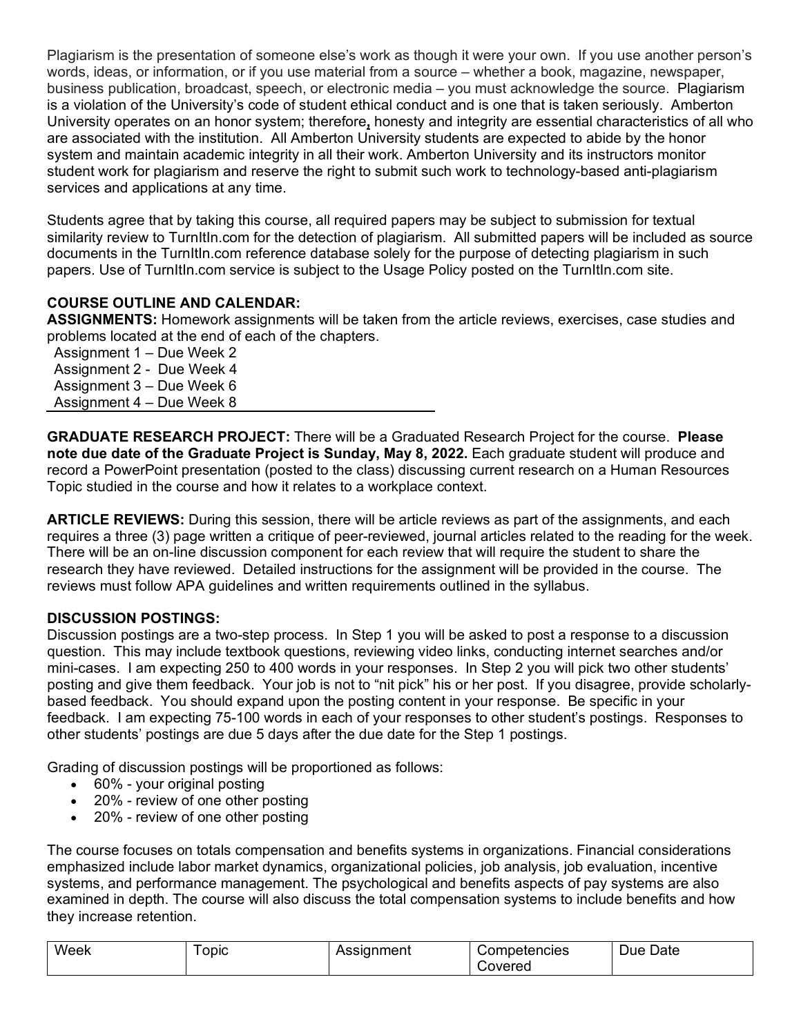Plagiarism is the presentation of someone else's work as though it were your own. If you use another person's words, ideas, or information, or if you use material from a source – whether a book, magazine, newspaper, business publication, broadcast, speech, or electronic media – you must acknowledge the source. Plagiarism is a violation of the University's code of student ethical conduct and is one that is taken seriously. Amberton University operates on an honor system; therefore, honesty and integrity are essential characteristics of all who are associated with the institution. All Amberton University students are expected to abide by the honor system and maintain academic integrity in all their work. Amberton University and its instructors monitor student work for plagiarism and reserve the right to submit such work to technology-based anti-plagiarism services and applications at any time.

Students agree that by taking this course, all required papers may be subject to submission for textual similarity review to TurnItIn.com for the detection of plagiarism. All submitted papers will be included as source documents in the TurnItIn.com reference database solely for the purpose of detecting plagiarism in such papers. Use of TurnItIn.com service is subject to the Usage Policy posted on the TurnItIn.com site.

**COURSE OUTLINE AND CALENDAR:**

**ASSIGNMENTS:** Homework assignments will be taken from the article reviews, exercises, case studies and problems located at the end of each of the chapters.

Assignment 1 – Due Week 2
Assignment 2 - Due Week 4
Assignment 3 – Due Week 6
Assignment 4 – Due Week 8

**GRADUATE RESEARCH PROJECT:** There will be a Graduated Research Project for the course. **Please note due date of the Graduate Project is Sunday, May 8, 2022.** Each graduate student will produce and record a PowerPoint presentation (posted to the class) discussing current research on a Human Resources Topic studied in the course and how it relates to a workplace context.

**ARTICLE REVIEWS:** During this session, there will be article reviews as part of the assignments, and each requires a three (3) page written a critique of peer-reviewed, journal articles related to the reading for the week. There will be an on-line discussion component for each review that will require the student to share the research they have reviewed. Detailed instructions for the assignment will be provided in the course. The reviews must follow APA guidelines and written requirements outlined in the syllabus.

**DISCUSSION POSTINGS:**

Discussion postings are a two-step process. In Step 1 you will be asked to post a response to a discussion question. This may include textbook questions, reviewing video links, conducting internet searches and/or mini-cases. I am expecting 250 to 400 words in your responses. In Step 2 you will pick two other students' posting and give them feedback. Your job is not to "nit pick" his or her post. If you disagree, provide scholarly-based feedback. You should expand upon the posting content in your response. Be specific in your feedback. I am expecting 75-100 words in each of your responses to other student's postings. Responses to other students' postings are due 5 days after the due date for the Step 1 postings.

Grading of discussion postings will be proportioned as follows:

- 60% - your original posting
- 20% - review of one other posting
- 20% - review of one other posting

The course focuses on totals compensation and benefits systems in organizations. Financial considerations emphasized include labor market dynamics, organizational policies, job analysis, job evaluation, incentive systems, and performance management. The psychological and benefits aspects of pay systems are also examined in depth. The course will also discuss the total compensation systems to include benefits and how they increase retention.

| Week | Topic | Assignment | Competencies Covered | Due Date |
|---|---|---|---|---|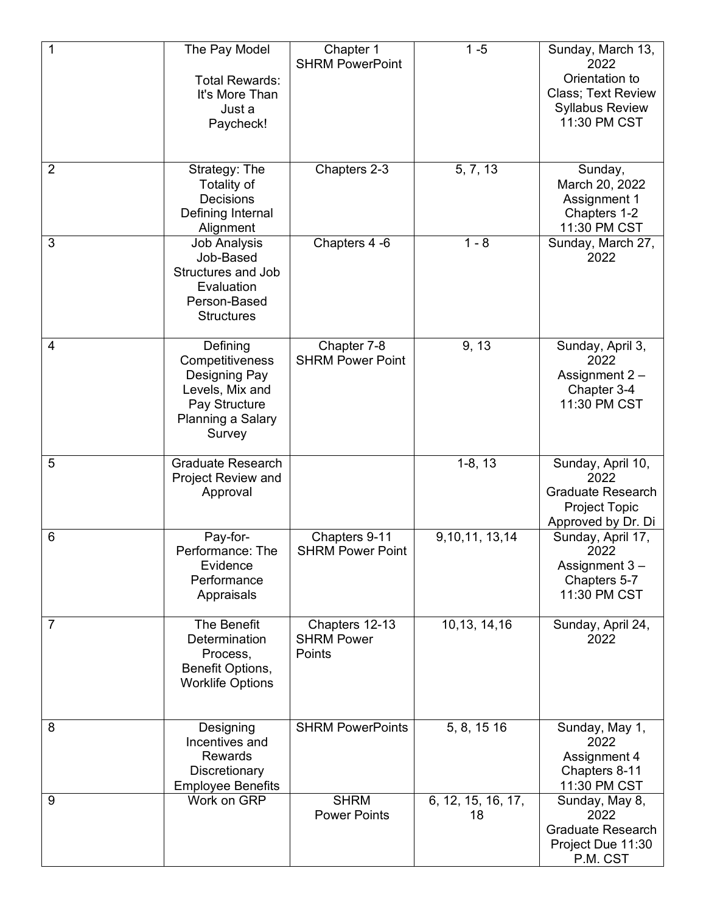| 1 | The Pay Model<br><br>Total Rewards: It's More Than Just a Paycheck! | Chapter 1<br>SHRM PowerPoint | 1 -5 | Sunday, March 13, 2022<br>Orientation to Class; Text Review Syllabus Review<br>11:30 PM CST |
|---|---|---|---|---|
| 2 | Strategy: The Totality of Decisions<br>Defining Internal Alignment | Chapters 2-3 | 5, 7, 13 | Sunday, March 20, 2022<br>Assignment 1<br>Chapters 1-2<br>11:30 PM CST |
| 3 | Job Analysis<br>Job-Based Structures and Job Evaluation<br>Person-Based Structures | Chapters 4 -6 | 1 - 8 | Sunday, March 27, 2022 |
| 4 | Defining Competitiveness<br>Designing Pay Levels, Mix and Pay Structure<br>Planning a Salary Survey | Chapter 7-8<br>SHRM Power Point | 9, 13 | Sunday, April 3, 2022<br>Assignment 2 – Chapter 3-4<br>11:30 PM CST |
| 5 | Graduate Research Project Review and Approval | | 1-8, 13 | Sunday, April 10, 2022<br>Graduate Research Project Topic Approved by Dr. Di |
| 6 | Pay-for-Performance: The Evidence<br>Performance Appraisals | Chapters 9-11<br>SHRM Power Point | 9,10,11, 13,14 | Sunday, April 17, 2022<br>Assignment 3 – Chapters 5-7<br>11:30 PM CST |
| 7 | The Benefit Determination Process,<br>Benefit Options,<br>Worklife Options | Chapters 12-13<br>SHRM Power Points | 10,13, 14,16 | Sunday, April 24, 2022 |
| 8 | Designing Incentives and Rewards<br>Discretionary Employee Benefits | SHRM PowerPoints | 5, 8, 15 16 | Sunday, May 1, 2022<br>Assignment 4<br>Chapters 8-11<br>11:30 PM CST |
| 9 | Work on GRP | SHRM<br>Power Points | 6, 12, 15, 16, 17, 18 | Sunday, May 8, 2022<br>Graduate Research Project Due 11:30 P.M. CST |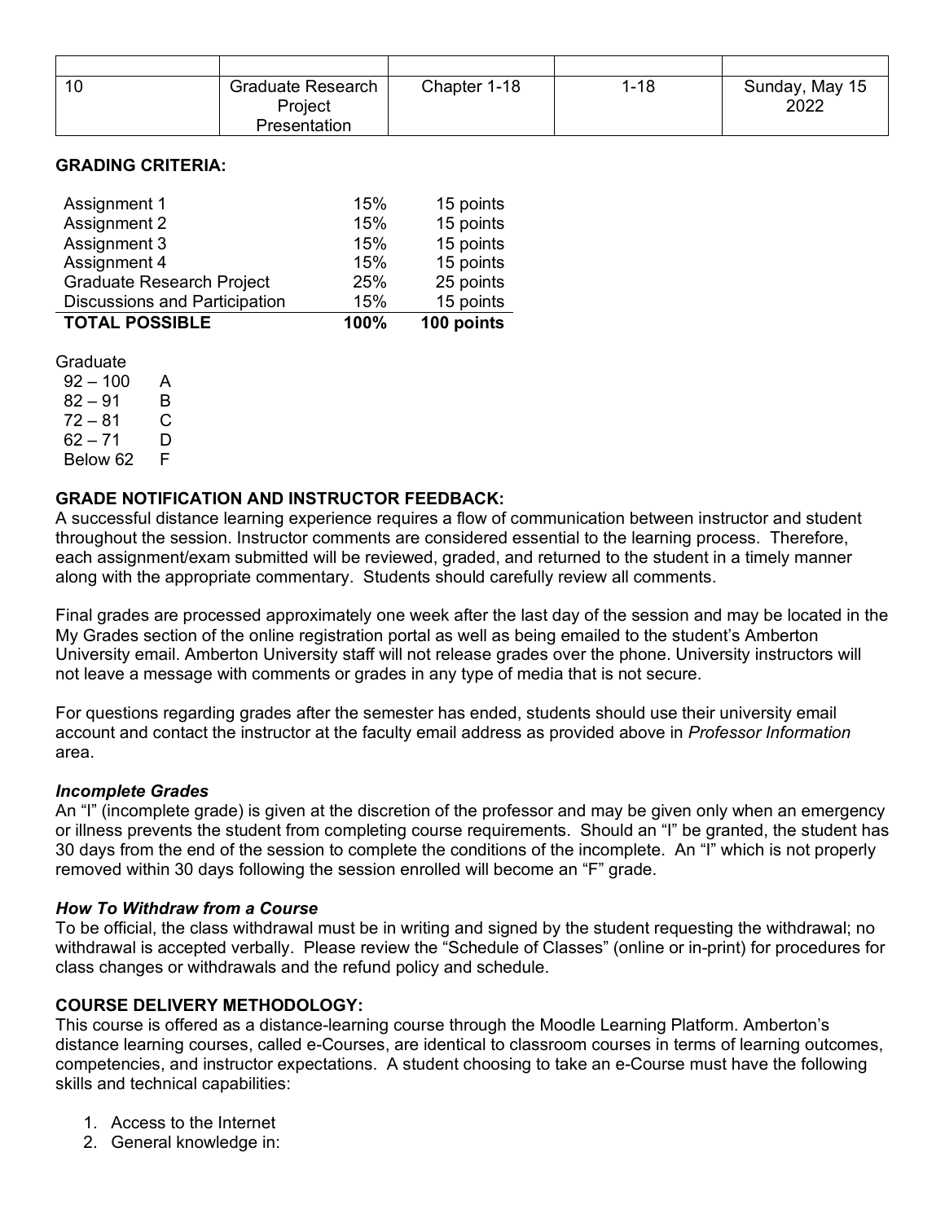| | | | | |
|---|---|---|---|---|
| 10 | Graduate Research Project Presentation | Chapter 1-18 | 1-18 | Sunday, May 15 2022 |

**GRADING CRITERIA:**

| | | |
|---|---|---|
| Assignment 1 | 15% | 15 points |
| Assignment 2 | 15% | 15 points |
| Assignment 3 | 15% | 15 points |
| Assignment 4 | 15% | 15 points |
| Graduate Research Project | 25% | 25 points |
| Discussions and Participation | 15% | 15 points |
| **TOTAL POSSIBLE** | **100%** | **100 points** |

Graduate

| | |
|---|---|
| 92 – 100 | A |
| 82 – 91 | B |
| 72 – 81 | C |
| 62 – 71 | D |
| Below 62 | F |

**GRADE NOTIFICATION AND INSTRUCTOR FEEDBACK:**

A successful distance learning experience requires a flow of communication between instructor and student throughout the session. Instructor comments are considered essential to the learning process. Therefore, each assignment/exam submitted will be reviewed, graded, and returned to the student in a timely manner along with the appropriate commentary. Students should carefully review all comments.

Final grades are processed approximately one week after the last day of the session and may be located in the My Grades section of the online registration portal as well as being emailed to the student's Amberton University email. Amberton University staff will not release grades over the phone. University instructors will not leave a message with comments or grades in any type of media that is not secure.

For questions regarding grades after the semester has ended, students should use their university email account and contact the instructor at the faculty email address as provided above in *Professor Information* area.

***Incomplete Grades***

An "I" (incomplete grade) is given at the discretion of the professor and may be given only when an emergency or illness prevents the student from completing course requirements. Should an "I" be granted, the student has 30 days from the end of the session to complete the conditions of the incomplete. An "I" which is not properly removed within 30 days following the session enrolled will become an "F" grade.

***How To Withdraw from a Course***

To be official, the class withdrawal must be in writing and signed by the student requesting the withdrawal; no withdrawal is accepted verbally. Please review the "Schedule of Classes" (online or in-print) for procedures for class changes or withdrawals and the refund policy and schedule.

**COURSE DELIVERY METHODOLOGY:**

This course is offered as a distance-learning course through the Moodle Learning Platform. Amberton's distance learning courses, called e-Courses, are identical to classroom courses in terms of learning outcomes, competencies, and instructor expectations. A student choosing to take an e-Course must have the following skills and technical capabilities:

1. Access to the Internet
2. General knowledge in: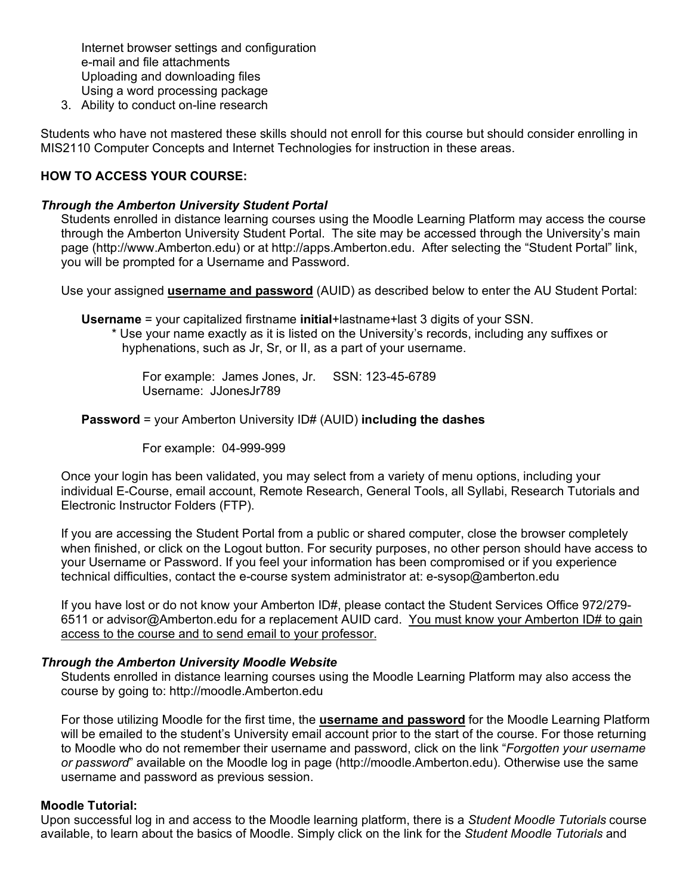Internet browser settings and configuration
e-mail and file attachments
Uploading and downloading files
Using a word processing package

3. Ability to conduct on-line research

Students who have not mastered these skills should not enroll for this course but should consider enrolling in MIS2110 Computer Concepts and Internet Technologies for instruction in these areas.

**HOW TO ACCESS YOUR COURSE:**

***Through the Amberton University Student Portal***

Students enrolled in distance learning courses using the Moodle Learning Platform may access the course through the Amberton University Student Portal. The site may be accessed through the University's main page (http://www.Amberton.edu) or at http://apps.Amberton.edu. After selecting the "Student Portal" link, you will be prompted for a Username and Password.

Use your assigned **username and password** (AUID) as described below to enter the AU Student Portal:

**Username** = your capitalized firstname **initial**+lastname+last 3 digits of your SSN.

\* Use your name exactly as it is listed on the University's records, including any suffixes or hyphenations, such as Jr, Sr, or II, as a part of your username.

For example: James Jones, Jr. SSN: 123-45-6789
Username: JJonesJr789

**Password** = your Amberton University ID# (AUID) **including the dashes**

For example: 04-999-999

Once your login has been validated, you may select from a variety of menu options, including your individual E-Course, email account, Remote Research, General Tools, all Syllabi, Research Tutorials and Electronic Instructor Folders (FTP).

If you are accessing the Student Portal from a public or shared computer, close the browser completely when finished, or click on the Logout button. For security purposes, no other person should have access to your Username or Password. If you feel your information has been compromised or if you experience technical difficulties, contact the e-course system administrator at: e-sysop@amberton.edu

If you have lost or do not know your Amberton ID#, please contact the Student Services Office 972/279-6511 or advisor@Amberton.edu for a replacement AUID card. <u>You must know your Amberton ID# to gain access to the course and to send email to your professor.</u>

***Through the Amberton University Moodle Website***

Students enrolled in distance learning courses using the Moodle Learning Platform may also access the course by going to: http://moodle.Amberton.edu

For those utilizing Moodle for the first time, the **username and password** for the Moodle Learning Platform will be emailed to the student's University email account prior to the start of the course. For those returning to Moodle who do not remember their username and password, click on the link "*Forgotten your username or password*" available on the Moodle log in page (http://moodle.Amberton.edu). Otherwise use the same username and password as previous session.

**Moodle Tutorial:**

Upon successful log in and access to the Moodle learning platform, there is a *Student Moodle Tutorials* course available, to learn about the basics of Moodle. Simply click on the link for the *Student Moodle Tutorials* and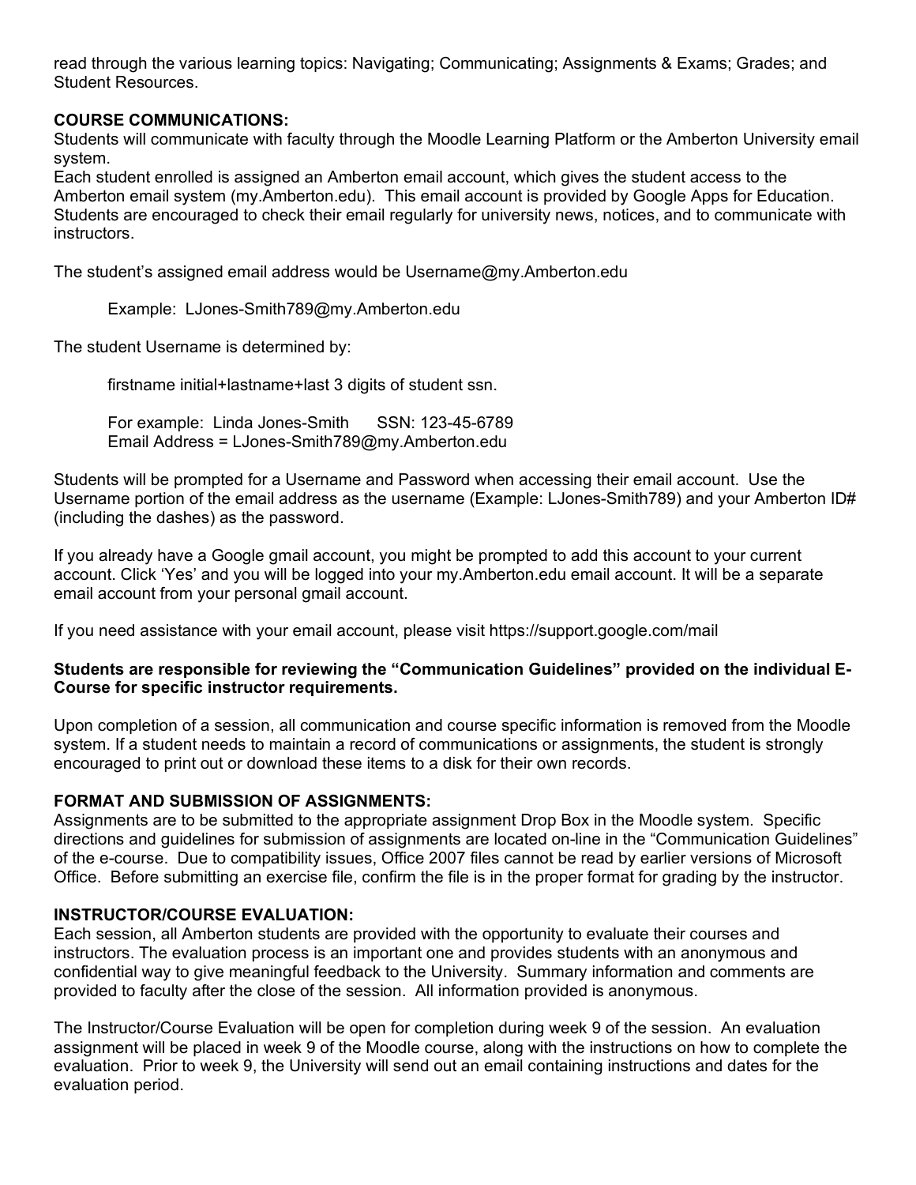read through the various learning topics: Navigating; Communicating; Assignments & Exams; Grades; and Student Resources.

**COURSE COMMUNICATIONS:**

Students will communicate with faculty through the Moodle Learning Platform or the Amberton University email system.

Each student enrolled is assigned an Amberton email account, which gives the student access to the Amberton email system (my.Amberton.edu). This email account is provided by Google Apps for Education. Students are encouraged to check their email regularly for university news, notices, and to communicate with instructors.

The student's assigned email address would be Username@my.Amberton.edu

> Example: LJones-Smith789@my.Amberton.edu

The student Username is determined by:

> firstname initial+lastname+last 3 digits of student ssn.
>
> For example: Linda Jones-Smith SSN: 123-45-6789
> Email Address = LJones-Smith789@my.Amberton.edu

Students will be prompted for a Username and Password when accessing their email account. Use the Username portion of the email address as the username (Example: LJones-Smith789) and your Amberton ID# (including the dashes) as the password.

If you already have a Google gmail account, you might be prompted to add this account to your current account. Click 'Yes' and you will be logged into your my.Amberton.edu email account. It will be a separate email account from your personal gmail account.

If you need assistance with your email account, please visit https://support.google.com/mail

**Students are responsible for reviewing the "Communication Guidelines" provided on the individual E-Course for specific instructor requirements.**

Upon completion of a session, all communication and course specific information is removed from the Moodle system. If a student needs to maintain a record of communications or assignments, the student is strongly encouraged to print out or download these items to a disk for their own records.

**FORMAT AND SUBMISSION OF ASSIGNMENTS:**

Assignments are to be submitted to the appropriate assignment Drop Box in the Moodle system. Specific directions and guidelines for submission of assignments are located on-line in the "Communication Guidelines" of the e-course. Due to compatibility issues, Office 2007 files cannot be read by earlier versions of Microsoft Office. Before submitting an exercise file, confirm the file is in the proper format for grading by the instructor.

**INSTRUCTOR/COURSE EVALUATION:**

Each session, all Amberton students are provided with the opportunity to evaluate their courses and instructors. The evaluation process is an important one and provides students with an anonymous and confidential way to give meaningful feedback to the University. Summary information and comments are provided to faculty after the close of the session. All information provided is anonymous.

The Instructor/Course Evaluation will be open for completion during week 9 of the session. An evaluation assignment will be placed in week 9 of the Moodle course, along with the instructions on how to complete the evaluation. Prior to week 9, the University will send out an email containing instructions and dates for the evaluation period.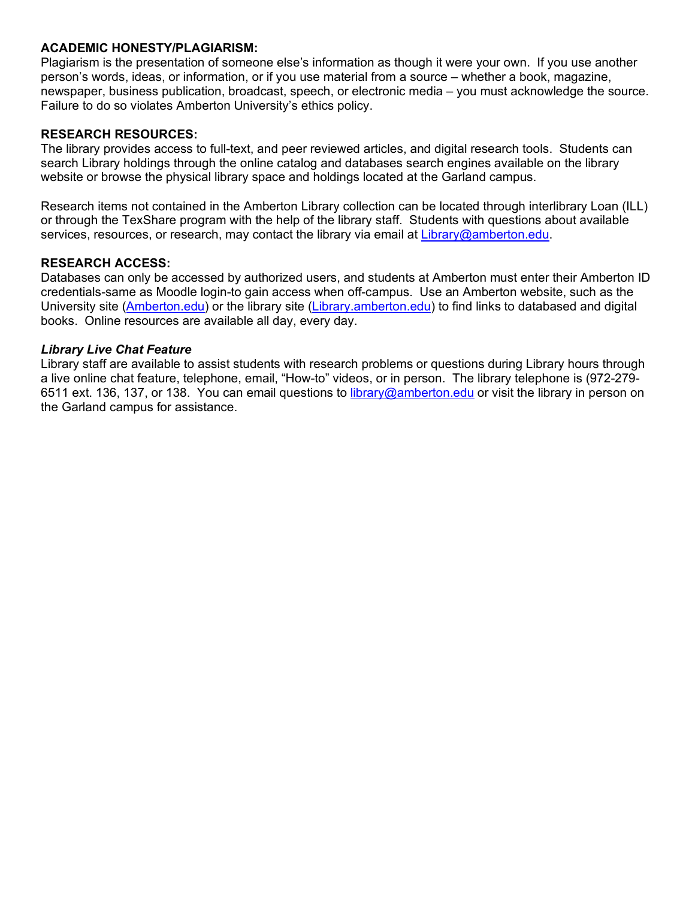**ACADEMIC HONESTY/PLAGIARISM:**
Plagiarism is the presentation of someone else's information as though it were your own. If you use another person's words, ideas, or information, or if you use material from a source – whether a book, magazine, newspaper, business publication, broadcast, speech, or electronic media – you must acknowledge the source. Failure to do so violates Amberton University's ethics policy.

**RESEARCH RESOURCES:**
The library provides access to full-text, and peer reviewed articles, and digital research tools. Students can search Library holdings through the online catalog and databases search engines available on the library website or browse the physical library space and holdings located at the Garland campus.

Research items not contained in the Amberton Library collection can be located through interlibrary Loan (ILL) or through the TexShare program with the help of the library staff. Students with questions about available services, resources, or research, may contact the library via email at Library@amberton.edu.

**RESEARCH ACCESS:**
Databases can only be accessed by authorized users, and students at Amberton must enter their Amberton ID credentials-same as Moodle login-to gain access when off-campus. Use an Amberton website, such as the University site (Amberton.edu) or the library site (Library.amberton.edu) to find links to databased and digital books. Online resources are available all day, every day.

***Library Live Chat Feature***
Library staff are available to assist students with research problems or questions during Library hours through a live online chat feature, telephone, email, "How-to" videos, or in person. The library telephone is (972-279-6511 ext. 136, 137, or 138. You can email questions to library@amberton.edu or visit the library in person on the Garland campus for assistance.